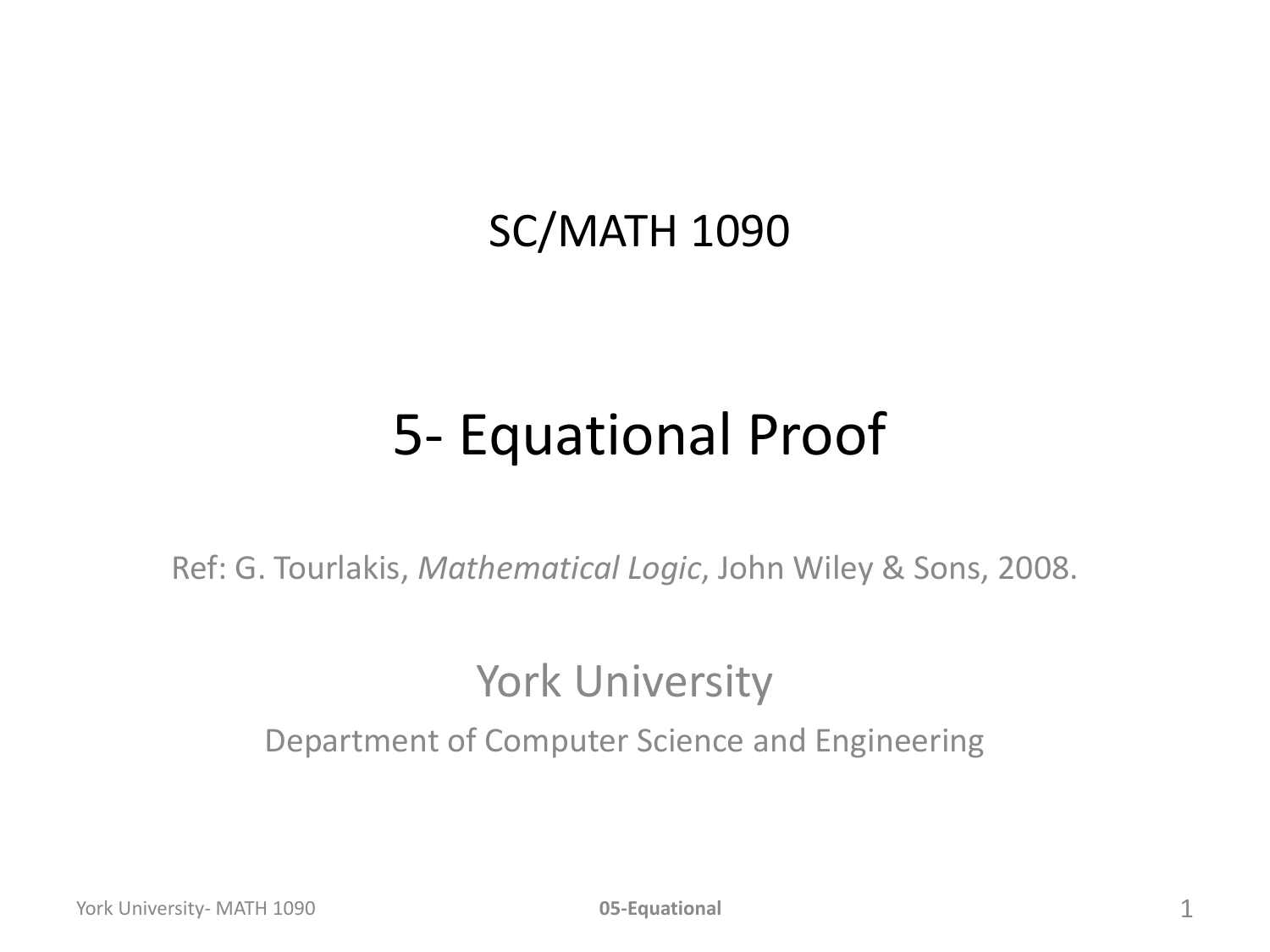SC/MATH 1090

# 5- Equational Proof

Ref: G. Tourlakis, *Mathematical Logic*, John Wiley & Sons, 2008.

York University

Department of Computer Science and Engineering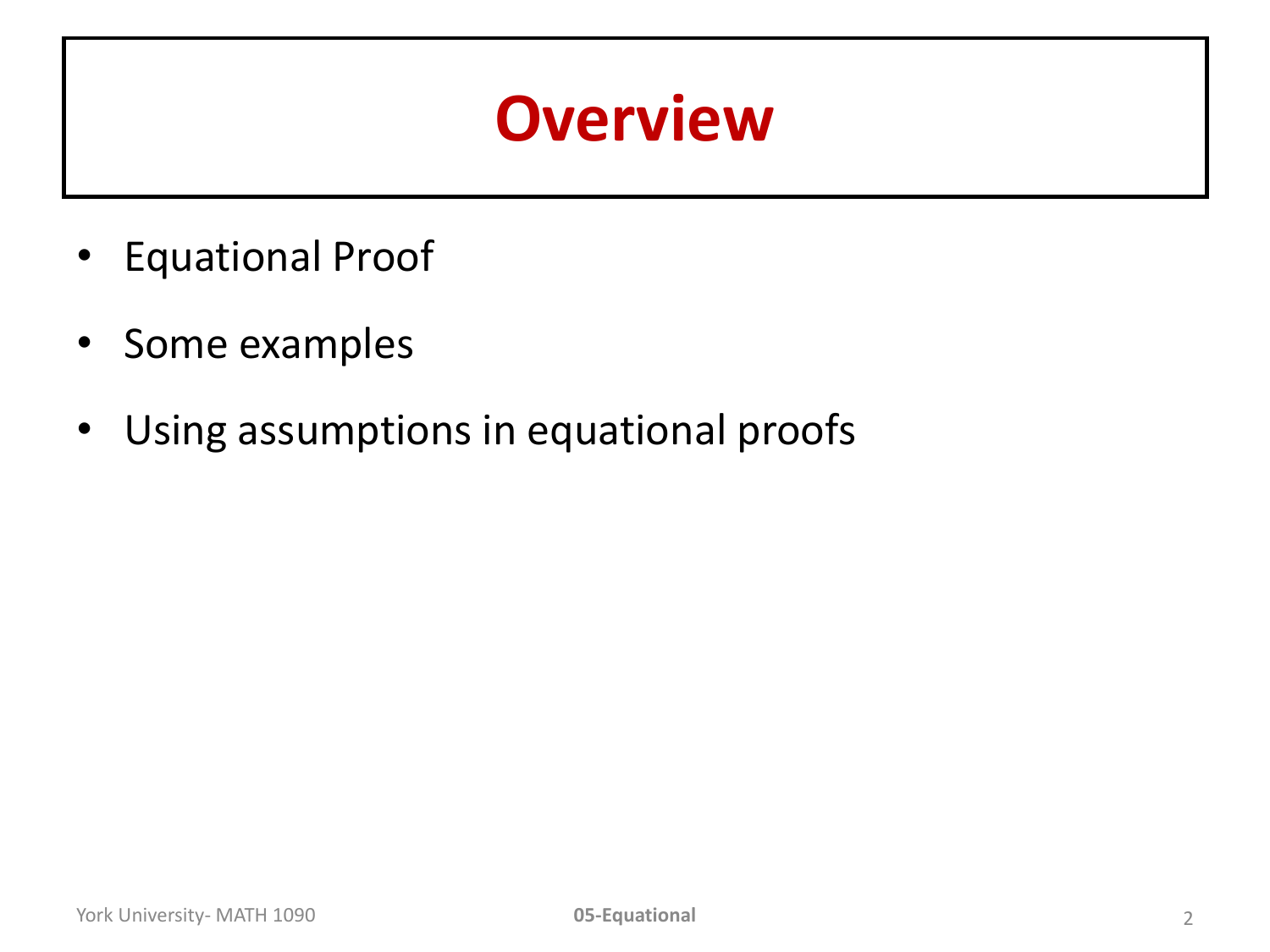# Overview

- Equational Proof
- Some examples
- Using assumptions in equational proofs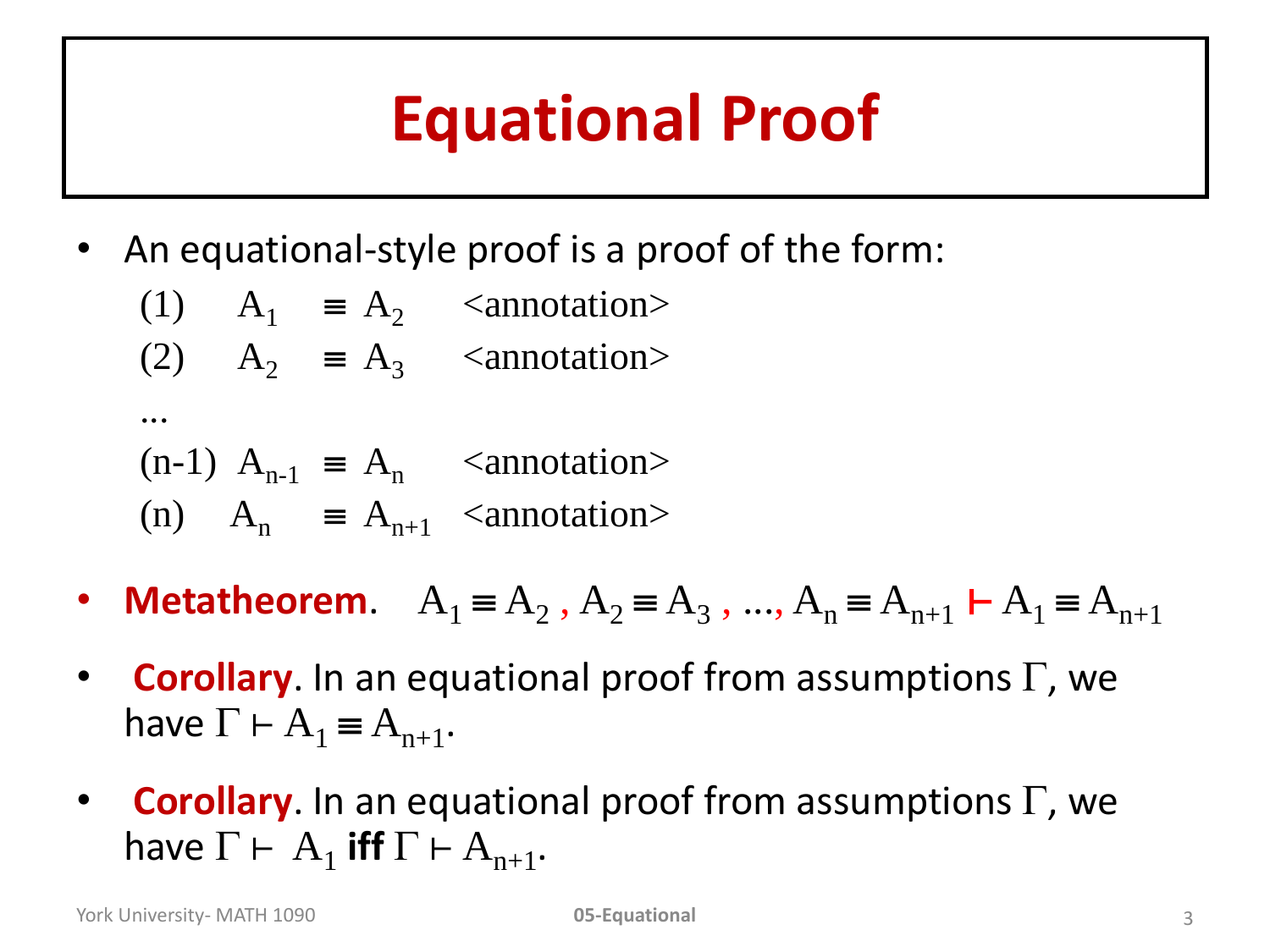# Equational Proof

- An equational-style proof is a proof of the form:

  (1) $A_1 \equiv A_2$ <annotation>

  (2) $A_2 \equiv A_3$ <annotation>

  ...

  (n-1) $A_{n-1} \equiv A_n$ <annotation>

  (n) $A_n \equiv A_{n+1}$ <annotation>

- **Metatheorem**. $A_1 \equiv A_2, A_2 \equiv A_3, \ldots, A_n \equiv A_{n+1} \vdash A_1 \equiv A_{n+1}$
- **Corollary**. In an equational proof from assumptions $\Gamma$, we have $\Gamma \vdash A_1 \equiv A_{n+1}$.
- **Corollary**. In an equational proof from assumptions $\Gamma$, we have $\Gamma \vdash A_1$ **iff** $\Gamma \vdash A_{n+1}$.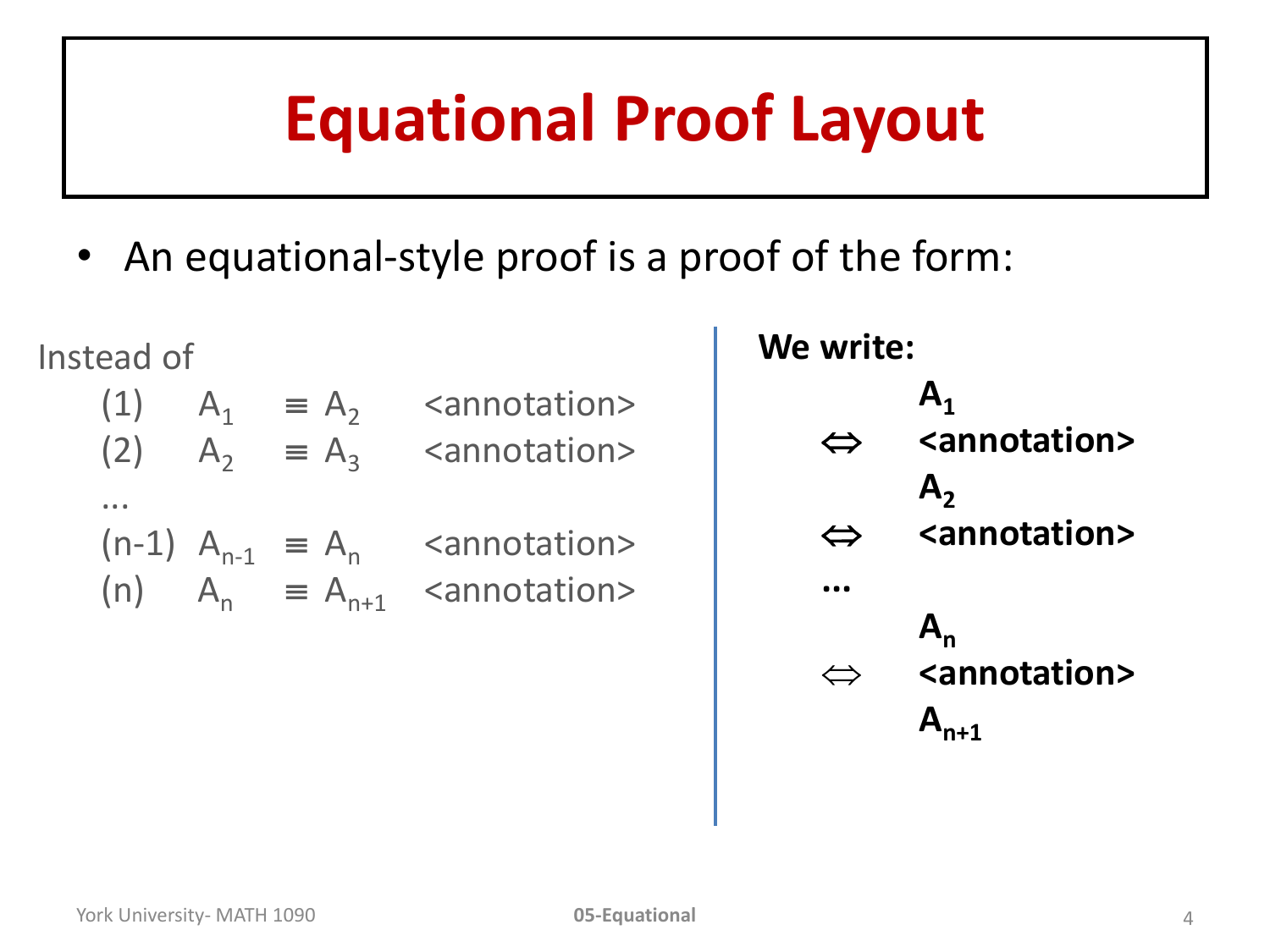# Equational Proof Layout

- An equational-style proof is a proof of the form:

Instead of

| | | | | |
|---|---|---|---|---|
| (1) | $A_1$ | $\equiv$ | $A_2$ | <annotation> |
| (2) | $A_2$ | $\equiv$ | $A_3$ | <annotation> |
| … | | | | |
| (n-1) | $A_{n-1}$ | $\equiv$ | $A_n$ | <annotation> |
| (n) | $A_n$ | $\equiv$ | $A_{n+1}$ | <annotation> |

**We write:**

$\mathbf{A_1}$

$\Leftrightarrow$ **<annotation>**

$\mathbf{A_2}$

$\Leftrightarrow$ **<annotation>**

**…**

$\mathbf{A_n}$

$\Leftrightarrow$ **<annotation>**

$\mathbf{A_{n+1}}$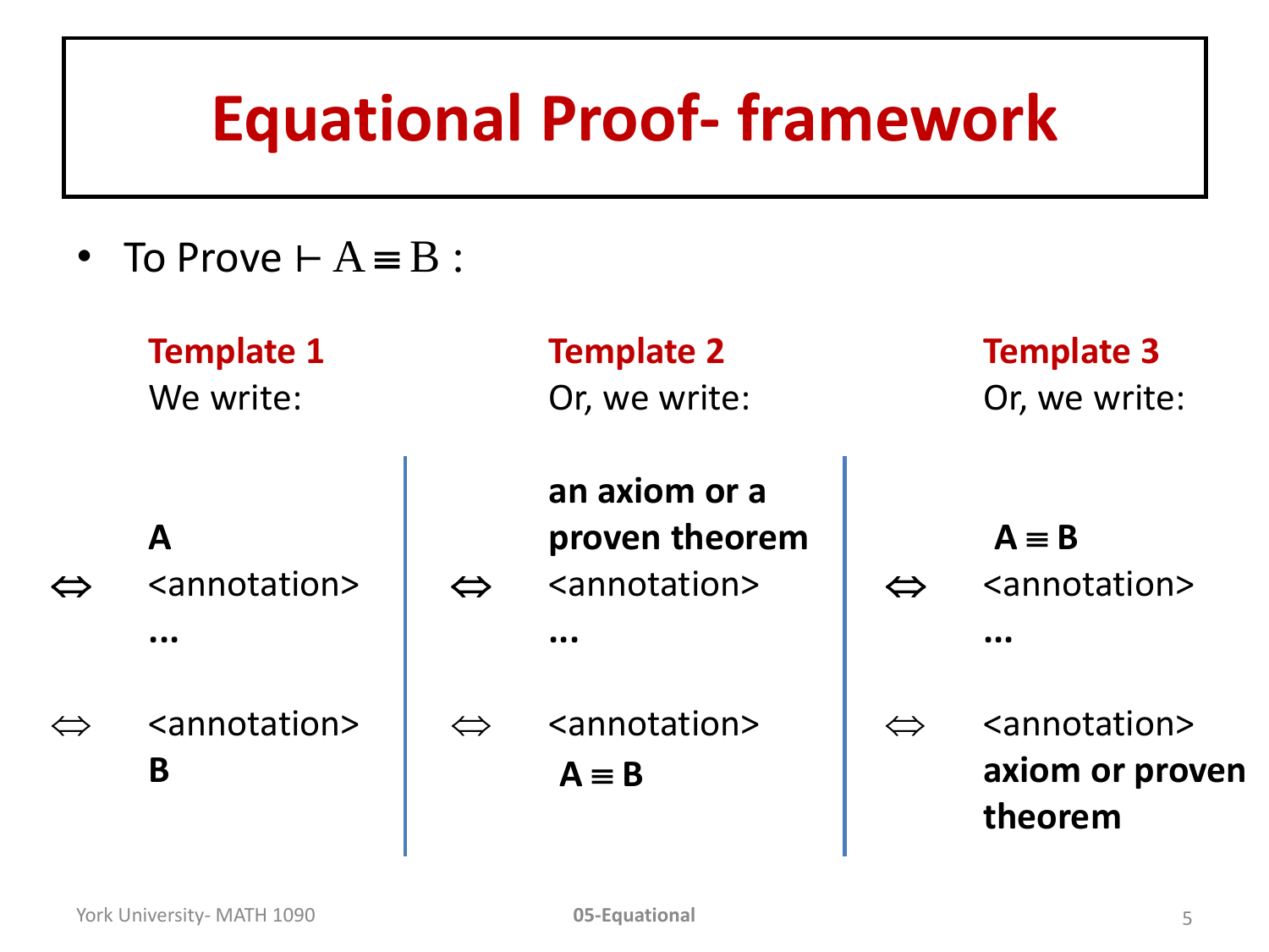# Equational Proof- framework

- To Prove $\vdash A \equiv B$ :

**Template 1**

We write:

$$
\begin{array}{ll}
 & \textbf{A} \\
\Leftrightarrow & \langle \text{annotation} \rangle \\
 & \ldots \\
\Leftrightarrow & \langle \text{annotation} \rangle \\
 & \textbf{B}
\end{array}
$$

**Template 2**

Or, we write:

$$
\begin{array}{ll}
 & \textbf{an axiom or a proven theorem} \\
\Leftrightarrow & \langle \text{annotation} \rangle \\
 & \ldots \\
\Leftrightarrow & \langle \text{annotation} \rangle \\
 & \textbf{A} \equiv \textbf{B}
\end{array}
$$

**Template 3**

Or, we write:

$$
\begin{array}{ll}
 & \textbf{A} \equiv \textbf{B} \\
\Leftrightarrow & \langle \text{annotation} \rangle \\
 & \ldots \\
\Leftrightarrow & \langle \text{annotation} \rangle \\
 & \textbf{axiom or proven theorem}
\end{array}
$$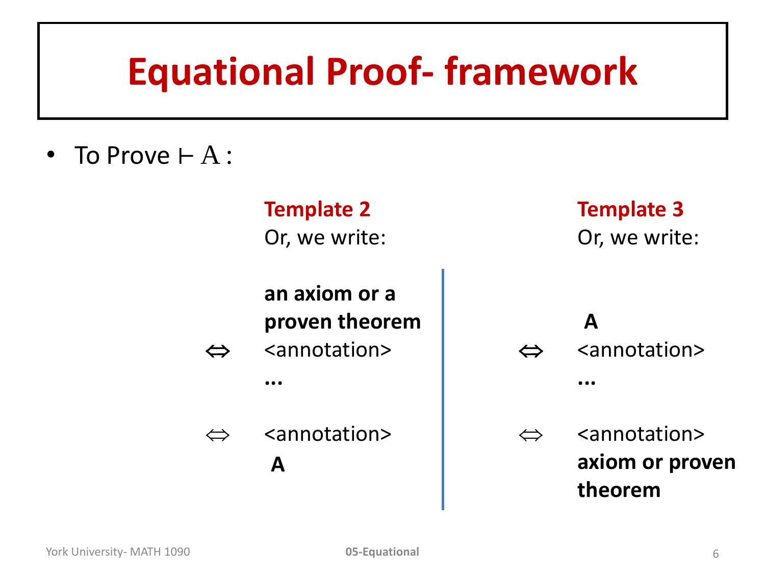# Equational Proof- framework

- To Prove $\vdash A$ :

**Template 2**

Or, we write:

```
      an axiom or a
      proven theorem
⇔     <annotation>
      …
⇔     <annotation>
       A
```

**Template 3**

Or, we write:

```
       A
⇔     <annotation>
      …
⇔     <annotation>
      axiom or proven
      theorem
```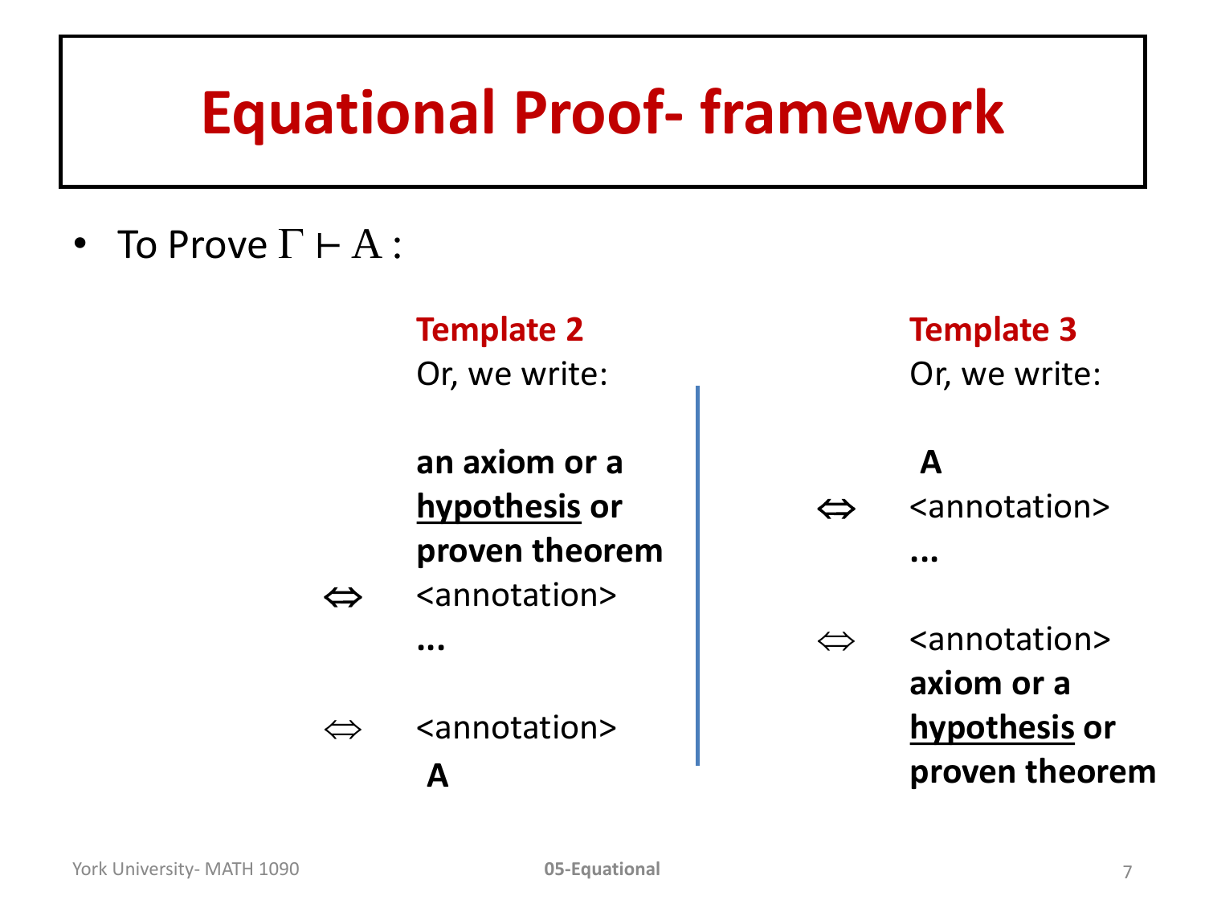# Equational Proof- framework

- To Prove $\Gamma \vdash A$ :

**Template 2**

Or, we write:

**an axiom or a <u>hypothesis</u> or proven theorem**

$\Leftrightarrow$ <annotation>

**...**

$\Leftrightarrow$ <annotation>

**A**

**Template 3**

Or, we write:

**A**

$\Leftrightarrow$ <annotation>

**...**

$\Leftrightarrow$ <annotation>

**axiom or a <u>hypothesis</u> or proven theorem**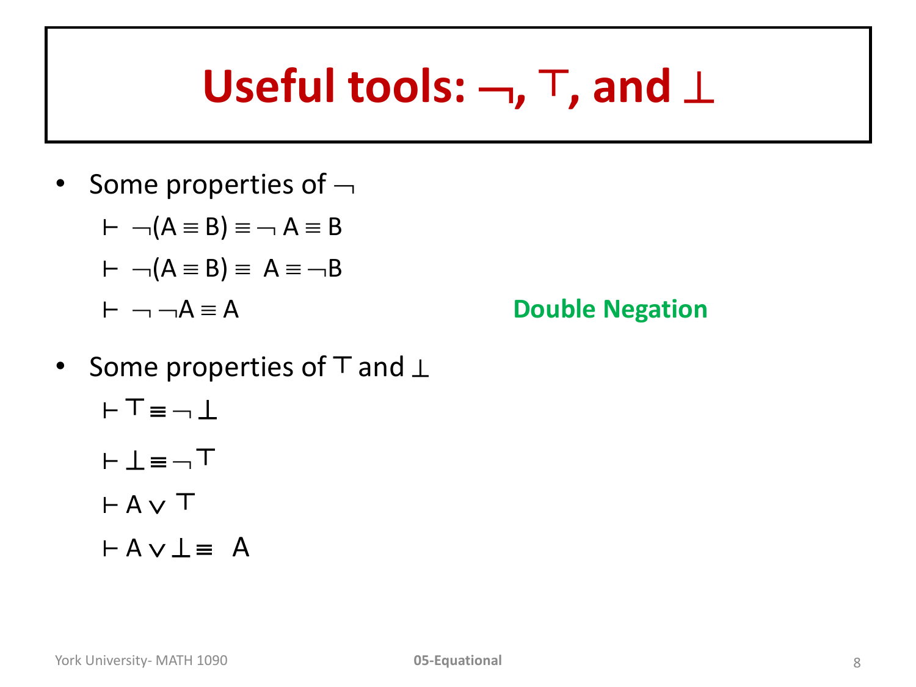# Useful tools: $\neg$, $\top$, and $\bot$

- Some properties of $\neg$

  $\vdash \neg(A \equiv B) \equiv \neg A \equiv B$

  $\vdash \neg(A \equiv B) \equiv A \equiv \neg B$

  $\vdash \neg\neg A \equiv A$ **Double Negation**

- Some properties of $\top$ and $\bot$

  $\vdash \top \equiv \neg \bot$

  $\vdash \bot \equiv \neg \top$

  $\vdash A \vee \top$

  $\vdash A \vee \bot \equiv A$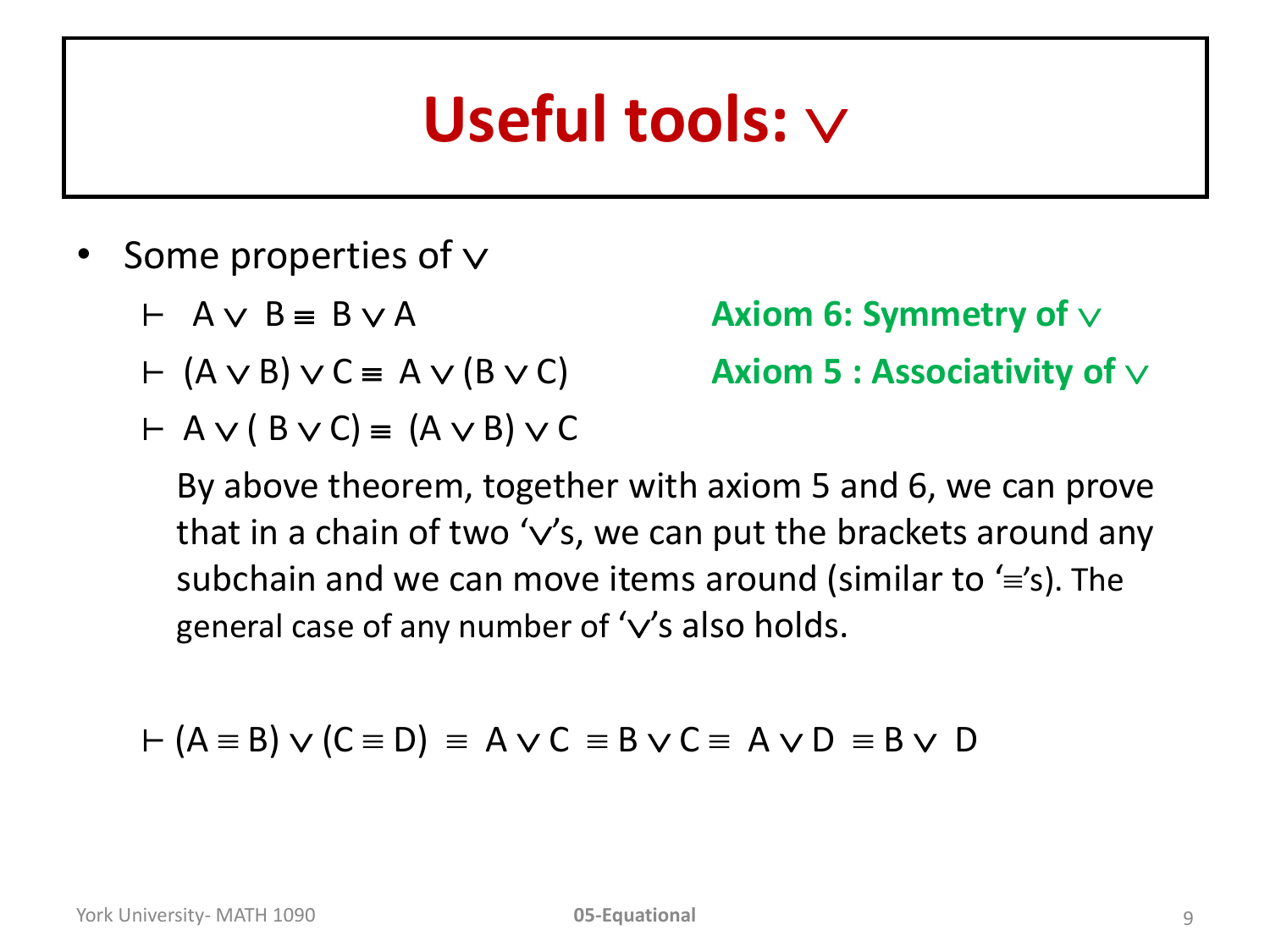# Useful tools: $\vee$

- Some properties of $\vee$
  - $\vdash A \vee B \equiv B \vee A$ **Axiom 6: Symmetry of $\vee$**
  - $\vdash (A \vee B) \vee C \equiv A \vee (B \vee C)$ **Axiom 5 : Associativity of $\vee$**
  - $\vdash A \vee (B \vee C) \equiv (A \vee B) \vee C$

    By above theorem, together with axiom 5 and 6, we can prove that in a chain of two '$\vee$'s, we can put the brackets around any subchain and we can move items around (similar to '$\equiv$'s). The general case of any number of '$\vee$'s also holds.

$\vdash (A \equiv B) \vee (C \equiv D) \equiv A \vee C \equiv B \vee C \equiv A \vee D \equiv B \vee D$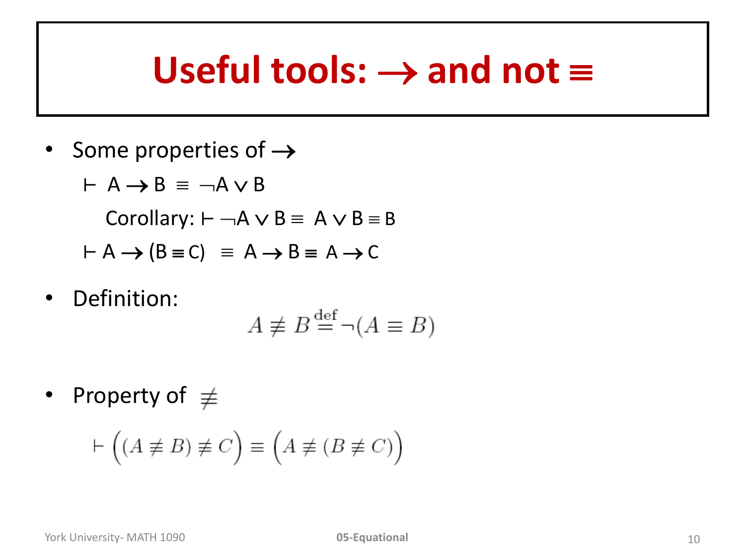# Useful tools: $\rightarrow$ and not $\equiv$

- Some properties of $\rightarrow$

  $\vdash A \rightarrow B \equiv \neg A \vee B$

  Corollary: $\vdash \neg A \vee B \equiv A \vee B \equiv B$

  $\vdash A \rightarrow (B \equiv C) \equiv A \rightarrow B \equiv A \rightarrow C$

- Definition:

$$A \not\equiv B \stackrel{\text{def}}{=} \neg(A \equiv B)$$

- Property of $\not\equiv$

$$\vdash \Big((A \not\equiv B) \not\equiv C\Big) \equiv \Big(A \not\equiv (B \not\equiv C)\Big)$$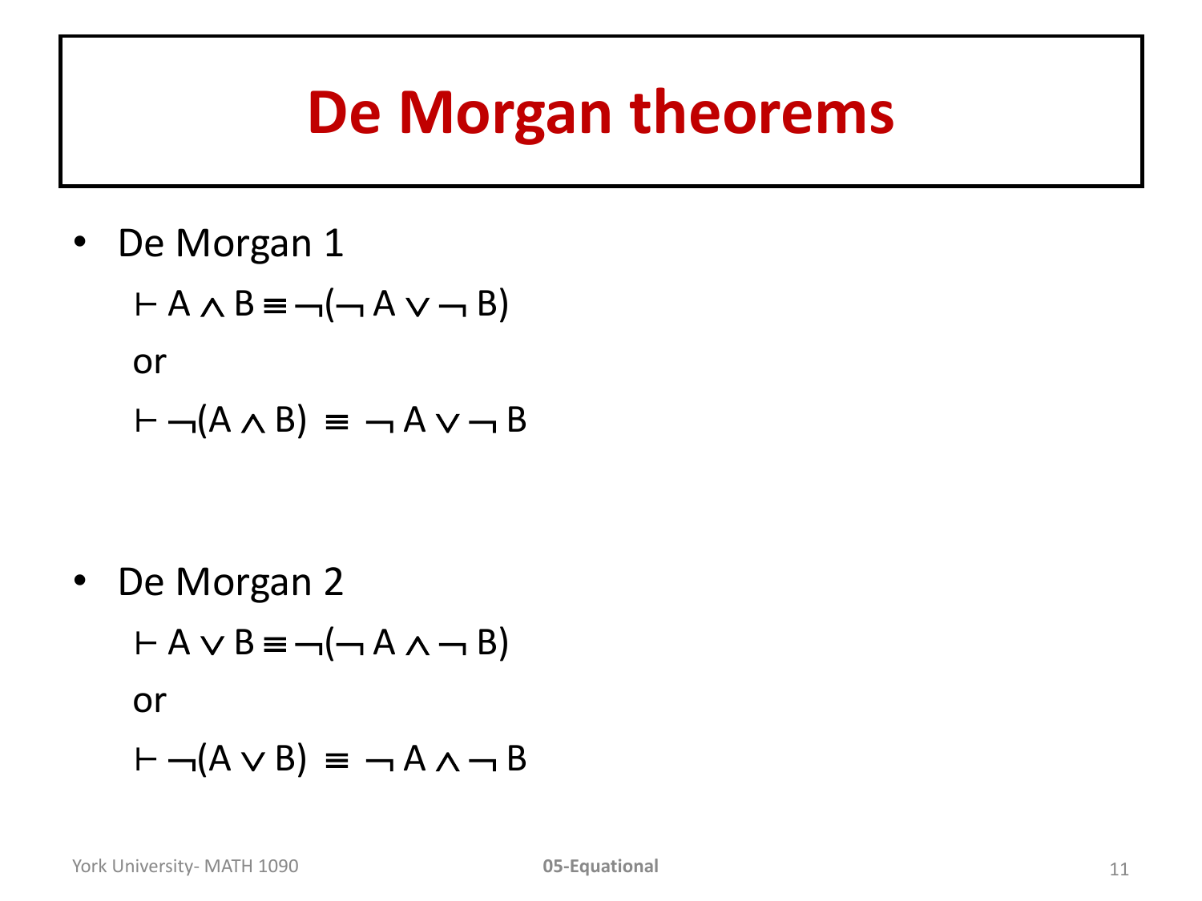# De Morgan theorems

- De Morgan 1

  $\vdash A \wedge B \equiv \neg(\neg A \vee \neg B)$

  or

  $\vdash \neg(A \wedge B) \equiv \neg A \vee \neg B$

- De Morgan 2

  $\vdash A \vee B \equiv \neg(\neg A \wedge \neg B)$

  or

  $\vdash \neg(A \vee B) \equiv \neg A \wedge \neg B$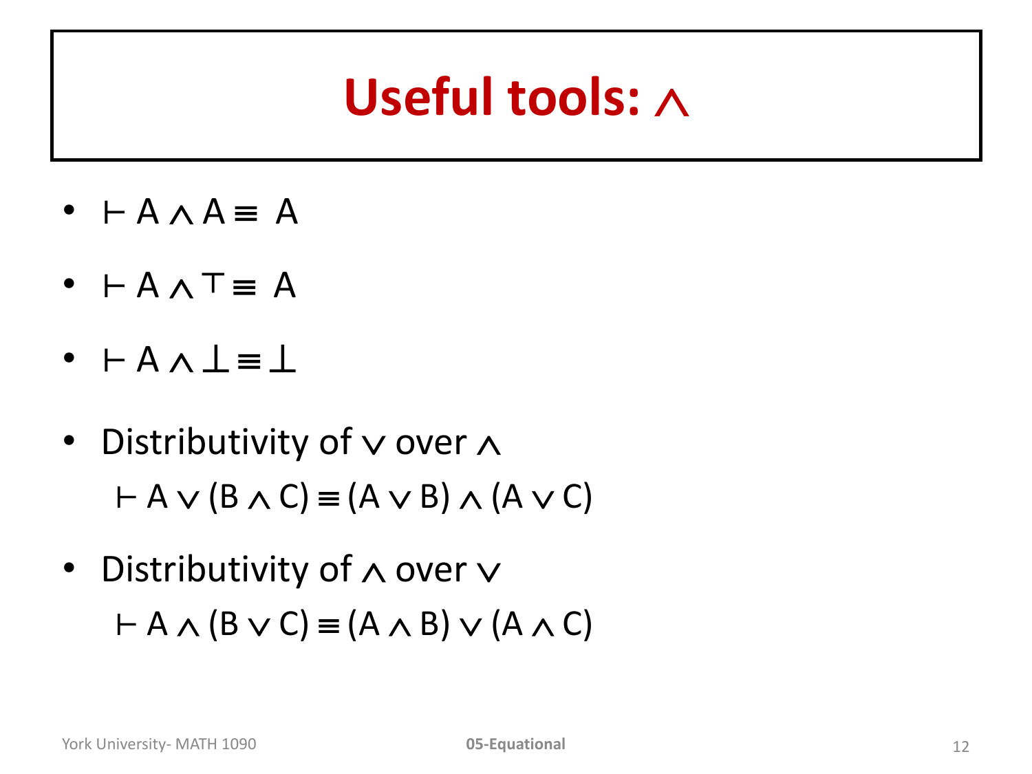# Useful tools: $\wedge$

- $\vdash A \wedge A \equiv A$
- $\vdash A \wedge \top \equiv A$
- $\vdash A \wedge \bot \equiv \bot$
- Distributivity of $\vee$ over $\wedge$

  $\vdash A \vee (B \wedge C) \equiv (A \vee B) \wedge (A \vee C)$
- Distributivity of $\wedge$ over $\vee$

  $\vdash A \wedge (B \vee C) \equiv (A \wedge B) \vee (A \wedge C)$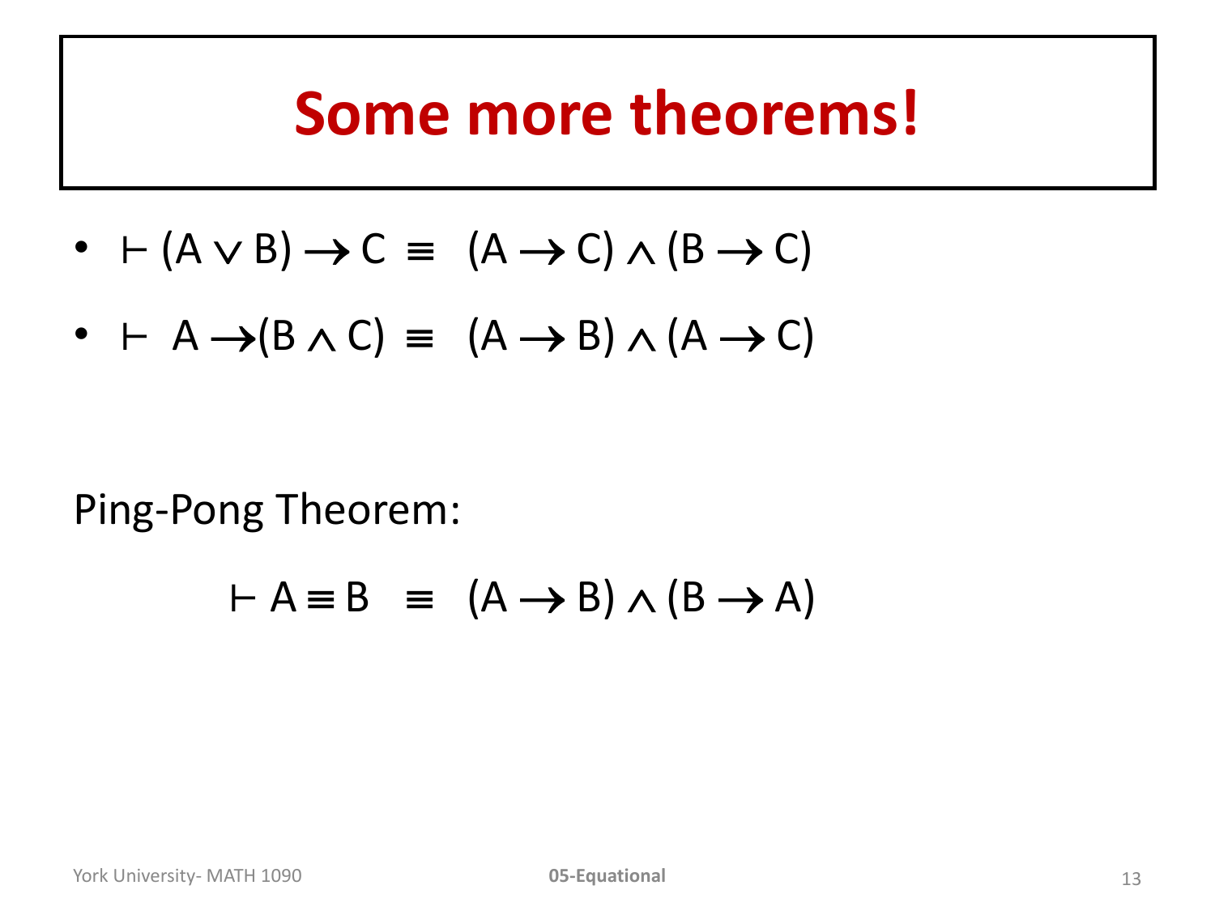# Some more theorems!

- $\vdash (A \vee B) \rightarrow C \equiv (A \rightarrow C) \wedge (B \rightarrow C)$
- $\vdash A \rightarrow (B \wedge C) \equiv (A \rightarrow B) \wedge (A \rightarrow C)$

Ping-Pong Theorem:

$$\vdash A \equiv B \equiv (A \rightarrow B) \wedge (B \rightarrow A)$$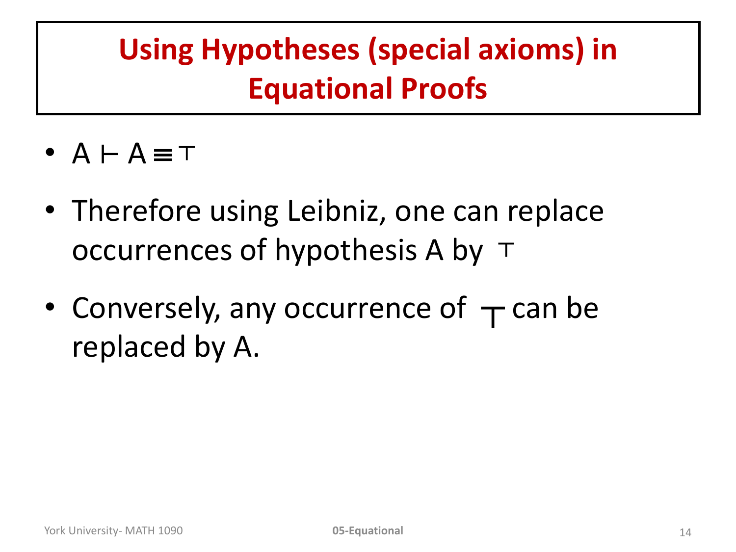# Using Hypotheses (special axioms) in Equational Proofs

- $A \vdash A \equiv \top$
- Therefore using Leibniz, one can replace occurrences of hypothesis A by $\top$
- Conversely, any occurrence of $\top$ can be replaced by A.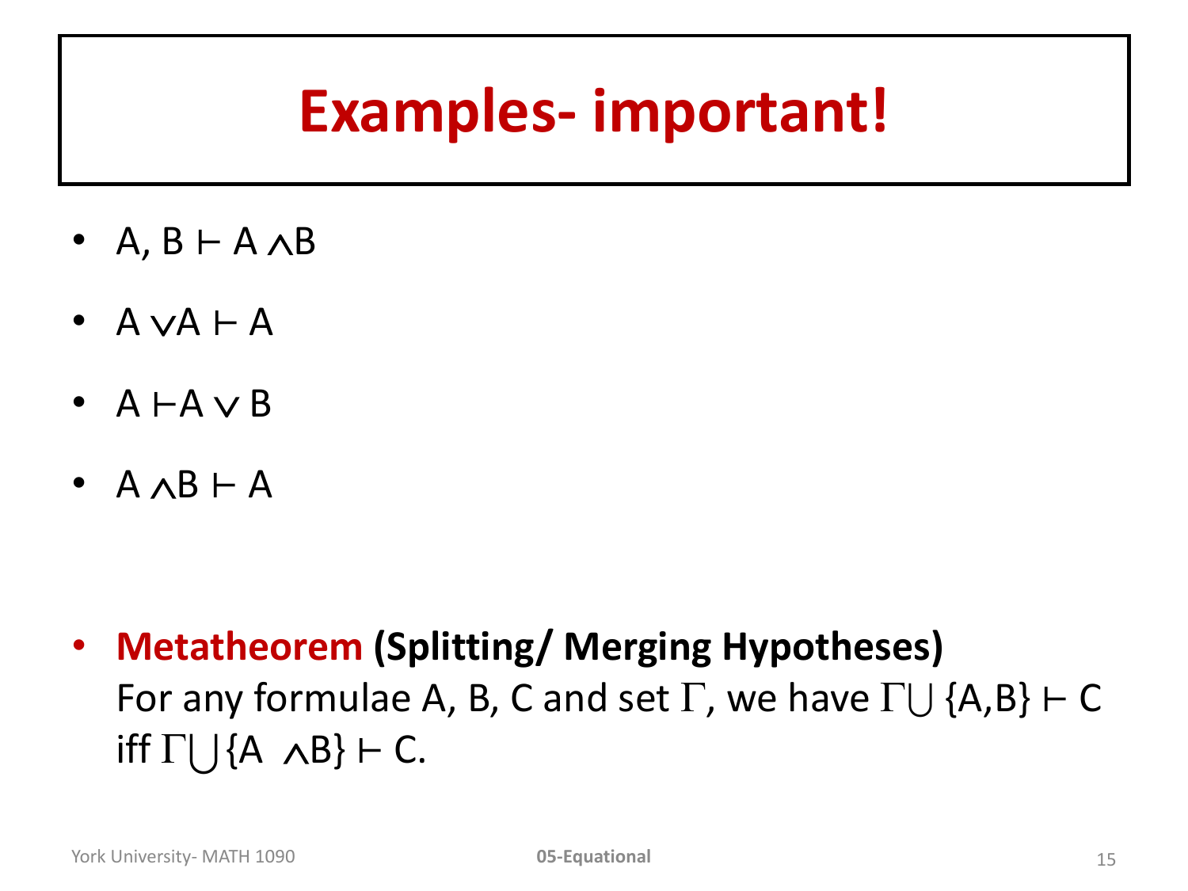# Examples- important!

- $A, B \vdash A \wedge B$
- $A \vee A \vdash A$
- $A \vdash A \vee B$
- $A \wedge B \vdash A$

- **Metatheorem (Splitting/ Merging Hypotheses)**
  For any formulae A, B, C and set $\Gamma$, we have $\Gamma \cup \{A, B\} \vdash C$ iff $\Gamma \cup \{A \wedge B\} \vdash C$.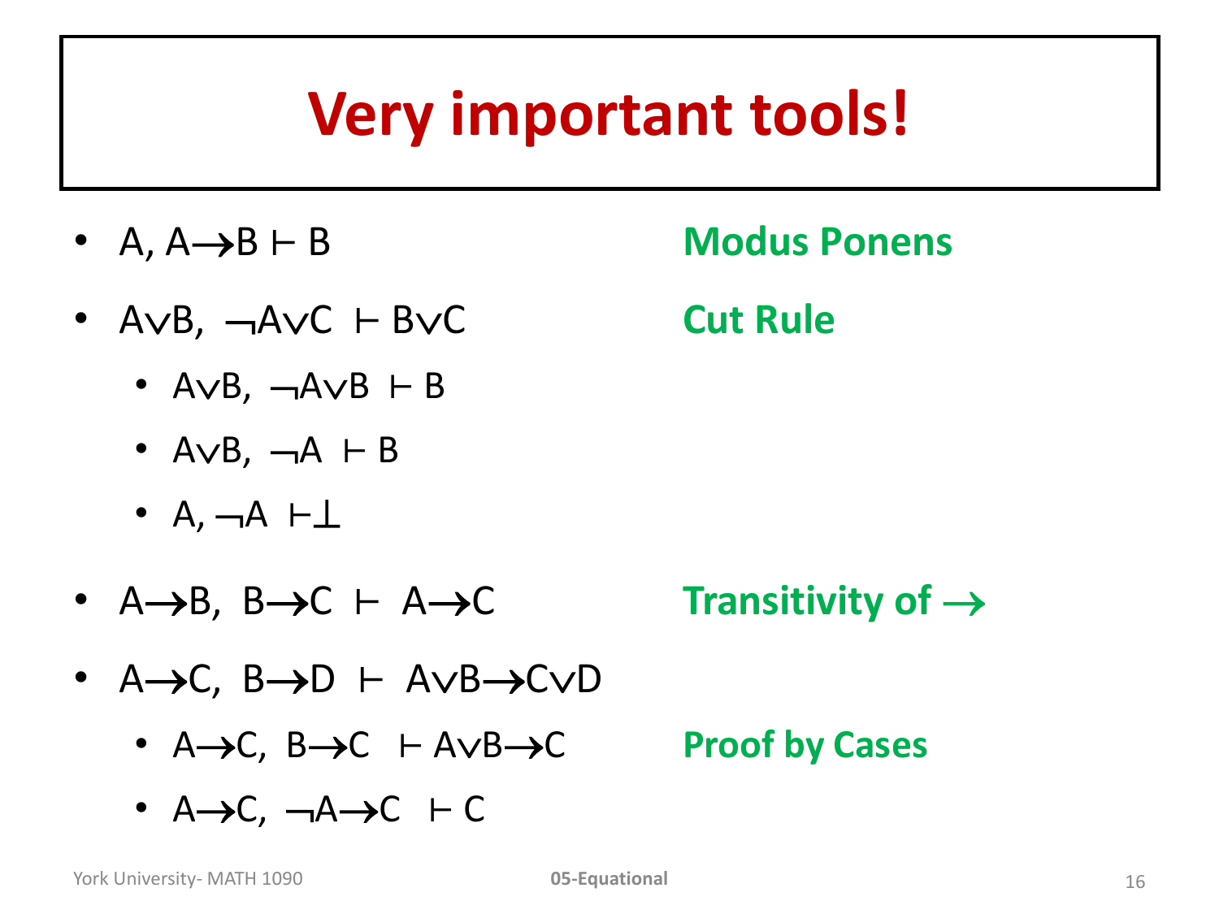# Very important tools!

- $A, A \to B \vdash B$ **Modus Ponens**
- $A \lor B,\ \neg A \lor C \vdash B \lor C$ **Cut Rule**
  - $A \lor B,\ \neg A \lor B \vdash B$
  - $A \lor B,\ \neg A \vdash B$
  - $A, \neg A \vdash \bot$
- $A \to B,\ B \to C \vdash A \to C$ **Transitivity of $\to$**
- $A \to C,\ B \to D \vdash A \lor B \to C \lor D$
  - $A \to C,\ B \to C \vdash A \lor B \to C$ **Proof by Cases**
  - $A \to C,\ \neg A \to C \vdash C$